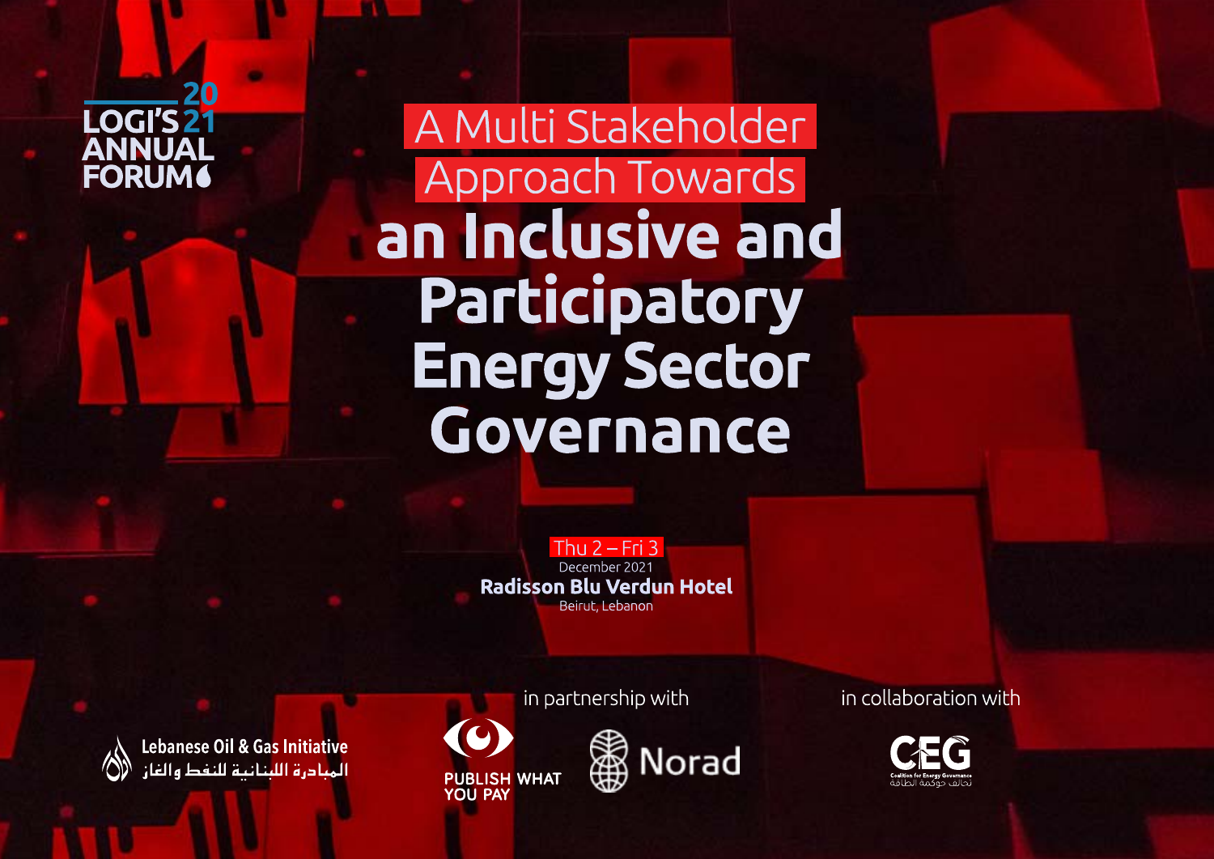LOGI'S 2021 ANNUAL FORUM

# A Multi Stakeholder Approach Towards **an Inclusive and Participatory Energy Sector Governance**

Thu 2 – Fri 3
December 2021
**Radisson Blu Verdun Hotel**
Beirut, Lebanon

Lebanese Oil & Gas Initiative
المبادرة اللبنانية للنفط والغاز

in partnership with

PUBLISH WHAT YOU PAY

Norad

in collaboration with

CEG
Coalition for Energy Governance
تحالف حوكمة الطاقة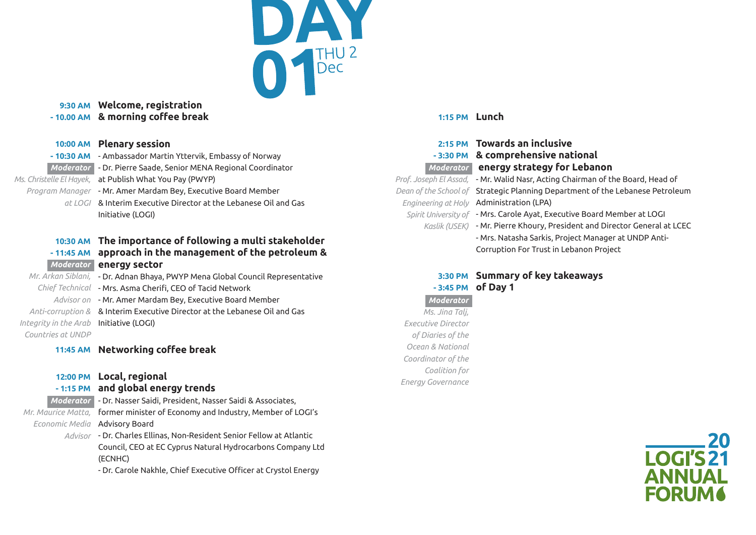# DAY 01 THU 2 Dec

**9:30 AM - 10.00 AM** **Welcome, registration & morning coffee break**

**10:00 AM - 10:30 AM** **Plenary session**

*Moderator*
*Ms. Christelle El Hayek, Program Manager at LOGI*

- Ambassador Martin Yttervik, Embassy of Norway
- Dr. Pierre Saade, Senior MENA Regional Coordinator at Publish What You Pay (PWYP)
- Mr. Amer Mardam Bey, Executive Board Member & Interim Executive Director at the Lebanese Oil and Gas Initiative (LOGI)

**10:30 AM - 11:45 AM** **The importance of following a multi stakeholder approach in the management of the petroleum & energy sector**

*Moderator*
*Mr. Arkan Siblani, Chief Technical Advisor on Anti-corruption & Integrity in the Arab Countries at UNDP*

- Dr. Adnan Bhaya, PWYP Mena Global Council Representative
- Mrs. Asma Cherifi, CEO of Tacid Network
- Mr. Amer Mardam Bey, Executive Board Member & Interim Executive Director at the Lebanese Oil and Gas Initiative (LOGI)

**11:45 AM** **Networking coffee break**

**12:00 PM - 1:15 PM** **Local, regional and global energy trends**

*Moderator*
*Mr. Maurice Matta, Economic Media Advisor*

- Dr. Nasser Saidi, President, Nasser Saidi & Associates, former minister of Economy and Industry, Member of LOGI's Advisory Board
- Dr. Charles Ellinas, Non-Resident Senior Fellow at Atlantic Council, CEO at EC Cyprus Natural Hydrocarbons Company Ltd (ECNHC)
- Dr. Carole Nakhle, Chief Executive Officer at Crystol Energy

**1:15 PM** **Lunch**

**2:15 PM - 3:30 PM** **Towards an inclusive & comprehensive national energy strategy for Lebanon**

*Moderator*
*Prof. Joseph El Assad, Dean of the School of Engineering at Holy Spirit University of Kaslik (USEK)*

- Mr. Walid Nasr, Acting Chairman of the Board, Head of Strategic Planning Department of the Lebanese Petroleum Administration (LPA)
- Mrs. Carole Ayat, Executive Board Member at LOGI
- Mr. Pierre Khoury, President and Director General at LCEC
- Mrs. Natasha Sarkis, Project Manager at UNDP Anti-Corruption For Trust in Lebanon Project

**3:30 PM - 3:45 PM** **Summary of key takeaways of Day 1**

*Moderator*
*Ms. Jina Talj, Executive Director of Diaries of the Ocean & National Coordinator of the Coalition for Energy Governance*

LOGI'S 2021 ANNUAL FORUM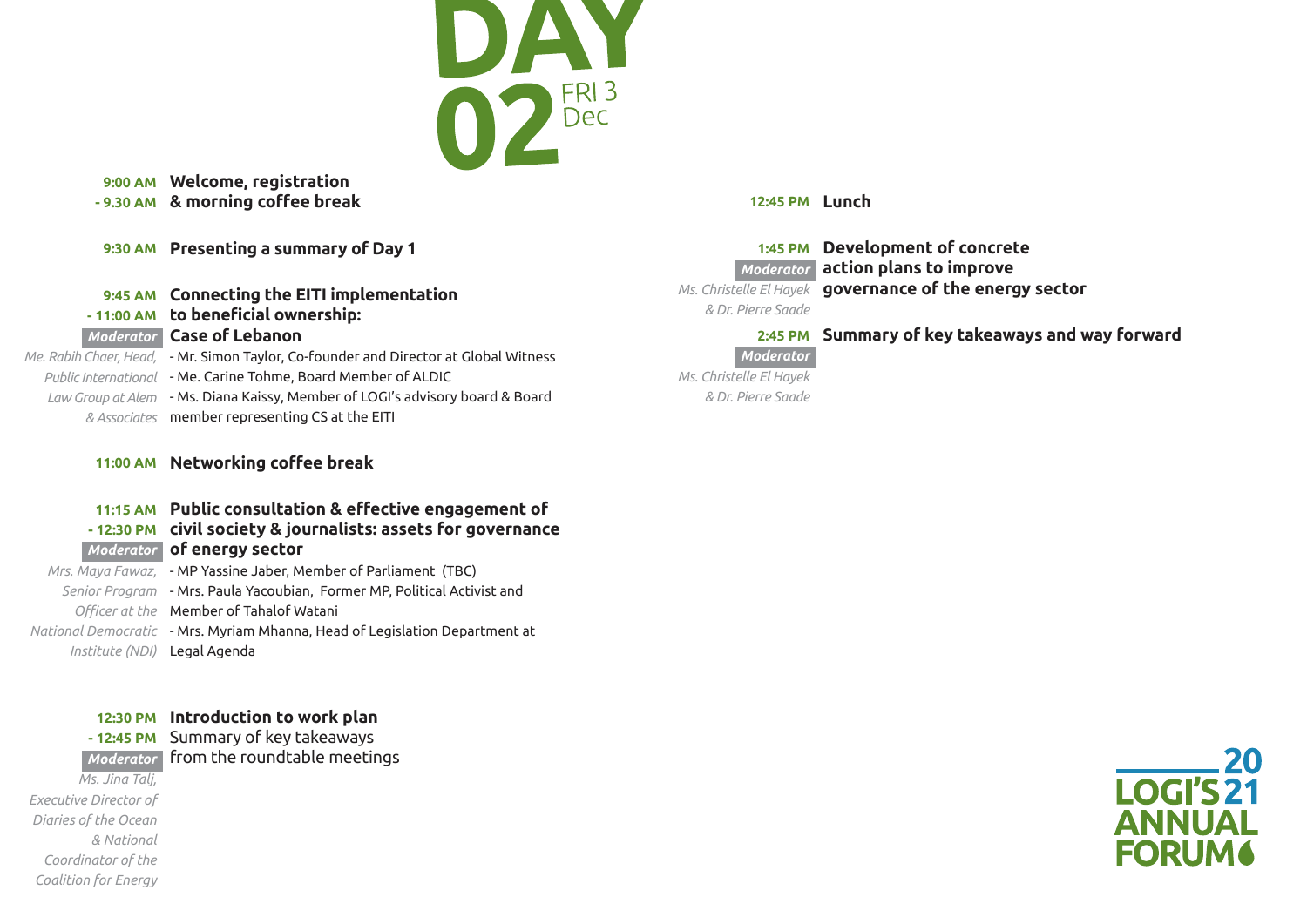# DAY 02 FRI 3 Dec

**9:00 AM - 9.30 AM** **Welcome, registration & morning coffee break**

**9:30 AM** **Presenting a summary of Day 1**

**9:45 AM - 11:00 AM** **Connecting the EITI implementation to beneficial ownership: Case of Lebanon**

*Moderator*
*Me. Rabih Chaer, Head, Public International Law Group at Alem & Associates*

- Mr. Simon Taylor, Co-founder and Director at Global Witness
- Me. Carine Tohme, Board Member of ALDIC
- Ms. Diana Kaissy, Member of LOGI's advisory board & Board member representing CS at the EITI

**11:00 AM** **Networking coffee break**

**11:15 AM - 12:30 PM** **Public consultation & effective engagement of civil society & journalists: assets for governance of energy sector**

*Moderator*
*Mrs. Maya Fawaz, Senior Program Officer at the National Democratic Institute (NDI)*

- MP Yassine Jaber, Member of Parliament (TBC)
- Mrs. Paula Yacoubian, Former MP, Political Activist and Member of Tahalof Watani
- Mrs. Myriam Mhanna, Head of Legislation Department at Legal Agenda

**12:30 PM - 12:45 PM** **Introduction to work plan**
Summary of key takeaways from the roundtable meetings

*Moderator*
*Ms. Jina Talj, Executive Director of Diaries of the Ocean & National Coordinator of the Coalition for Energy*

**12:45 PM** **Lunch**

**1:45 PM** **Development of concrete action plans to improve governance of the energy sector**

*Moderator*
*Ms. Christelle El Hayek & Dr. Pierre Saade*

**2:45 PM** **Summary of key takeaways and way forward**

*Moderator*
*Ms. Christelle El Hayek & Dr. Pierre Saade*

2021 LOGI'S ANNUAL FORUM